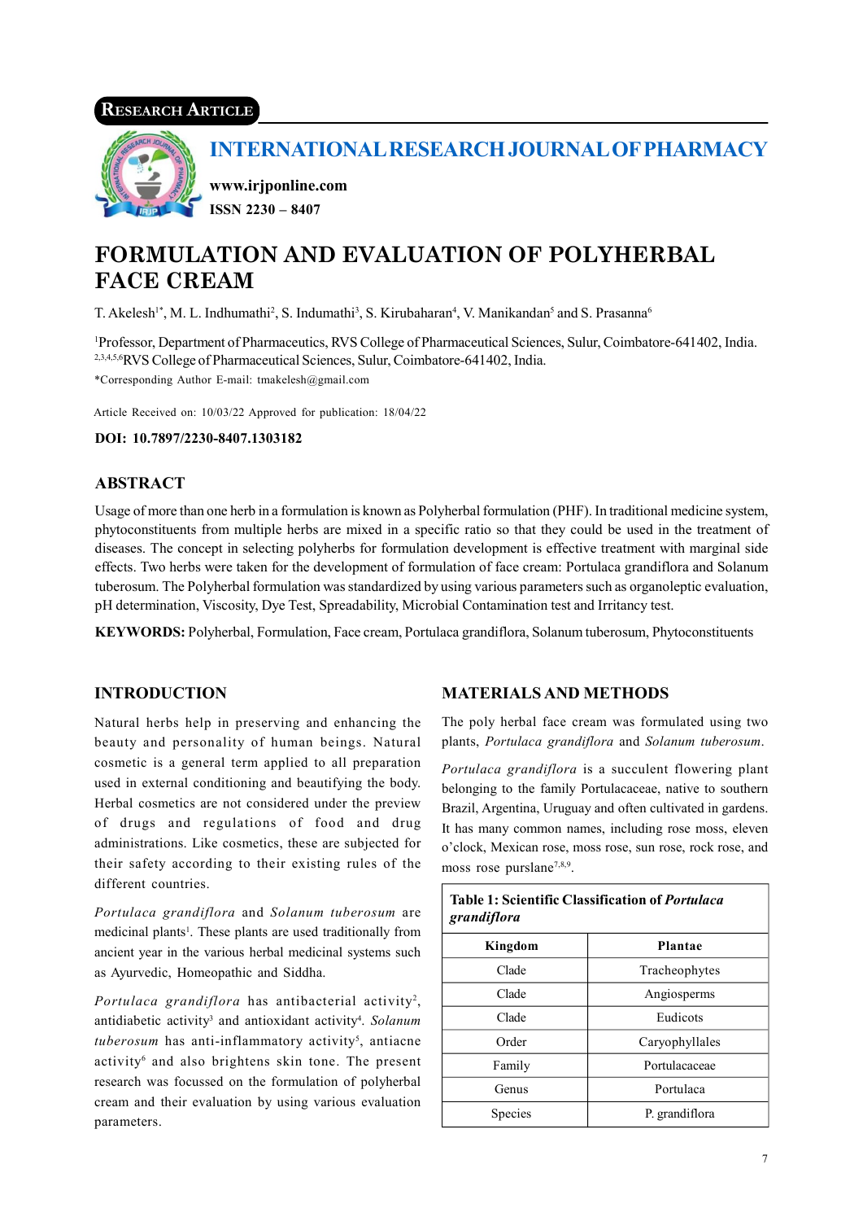Research Article

# INTERNATIONAL RESEARCH JOURNAL OF PHARMACY

**www.irjponline.com**
**ISSN 2230 – 8407**

# FORMULATION AND EVALUATION OF POLYHERBAL FACE CREAM

T. Akelesh[1*], M. L. Indhumathi[2], S. Indumathi[3], S. Kirubaharan[4], V. Manikandan[5] and S. Prasanna[6]

[1]Professor, Department of Pharmaceutics, RVS College of Pharmaceutical Sciences, Sulur, Coimbatore-641402, India.
[2,3,4,5,6]RVS College of Pharmaceutical Sciences, Sulur, Coimbatore-641402, India.
*Corresponding Author E-mail: tmakelesh@gmail.com

Article Received on: 10/03/22 Approved for publication: 18/04/22

**DOI: 10.7897/2230-8407.1303182**

## ABSTRACT

Usage of more than one herb in a formulation is known as Polyherbal formulation (PHF). In traditional medicine system, phytoconstituents from multiple herbs are mixed in a specific ratio so that they could be used in the treatment of diseases. The concept in selecting polyherbs for formulation development is effective treatment with marginal side effects. Two herbs were taken for the development of formulation of face cream: Portulaca grandiflora and Solanum tuberosum. The Polyherbal formulation was standardized by using various parameters such as organoleptic evaluation, pH determination, Viscosity, Dye Test, Spreadability, Microbial Contamination test and Irritancy test.

**KEYWORDS:** Polyherbal, Formulation, Face cream, Portulaca grandiflora, Solanum tuberosum, Phytoconstituents

## INTRODUCTION

Natural herbs help in preserving and enhancing the beauty and personality of human beings. Natural cosmetic is a general term applied to all preparation used in external conditioning and beautifying the body. Herbal cosmetics are not considered under the preview of drugs and regulations of food and drug administrations. Like cosmetics, these are subjected for their safety according to their existing rules of the different countries.

*Portulaca grandiflora* and *Solanum tuberosum* are medicinal plants[1]. These plants are used traditionally from ancient year in the various herbal medicinal systems such as Ayurvedic, Homeopathic and Siddha.

*Portulaca grandiflora* has antibacterial activity[2], antidiabetic activity[3] and antioxidant activity[4]. *Solanum tuberosum* has anti-inflammatory activity[5], antiacne activity[6] and also brightens skin tone. The present research was focussed on the formulation of polyherbal cream and their evaluation by using various evaluation parameters.

## MATERIALS AND METHODS

The poly herbal face cream was formulated using two plants, *Portulaca grandiflora* and *Solanum tuberosum*.

*Portulaca grandiflora* is a succulent flowering plant belonging to the family Portulacaceae, native to southern Brazil, Argentina, Uruguay and often cultivated in gardens. It has many common names, including rose moss, eleven o'clock, Mexican rose, moss rose, sun rose, rock rose, and moss rose purslane[7,8,9].

**Table 1: Scientific Classification of *Portulaca grandiflora***

| Kingdom | Plantae |
|---|---|
| Clade | Tracheophytes |
| Clade | Angiosperms |
| Clade | Eudicots |
| Order | Caryophyllales |
| Family | Portulacaceae |
| Genus | Portulaca |
| Species | P. grandiflora |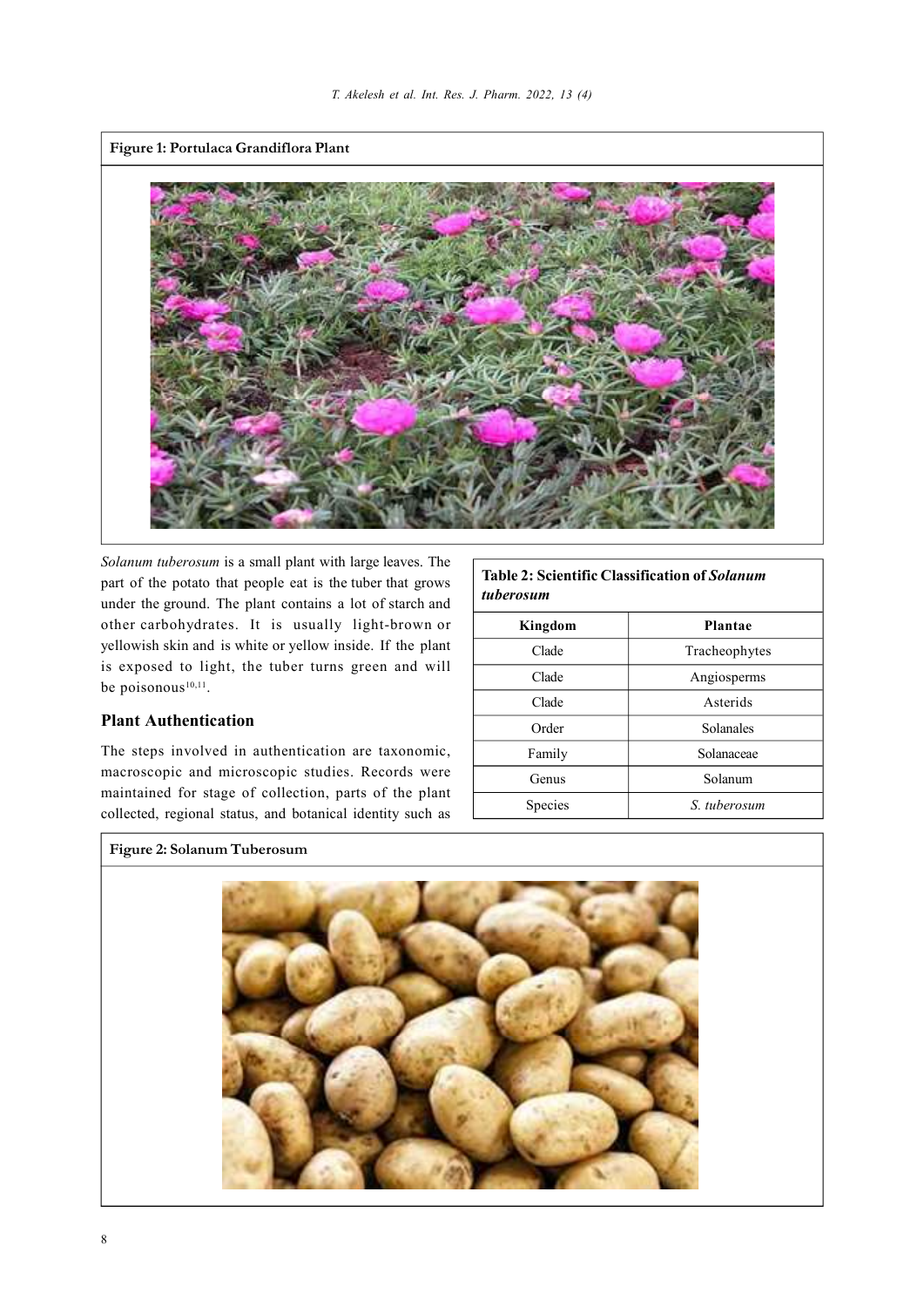**Figure 1: Portulaca Grandiflora Plant**

*Solanum tuberosum* is a small plant with large leaves. The part of the potato that people eat is the tuber that grows under the ground. The plant contains a lot of starch and other carbohydrates. It is usually light-brown or yellowish skin and is white or yellow inside. If the plant is exposed to light, the tuber turns green and will be poisonous[10,11].

**Table 2: Scientific Classification of *Solanum tuberosum***

| Kingdom | Plantae |
|---|---|
| Clade | Tracheophytes |
| Clade | Angiosperms |
| Clade | Asterids |
| Order | Solanales |
| Family | Solanaceae |
| Genus | Solanum |
| Species | *S. tuberosum* |

## Plant Authentication

The steps involved in authentication are taxonomic, macroscopic and microscopic studies. Records were maintained for stage of collection, parts of the plant collected, regional status, and botanical identity such as

**Figure 2: Solanum Tuberosum**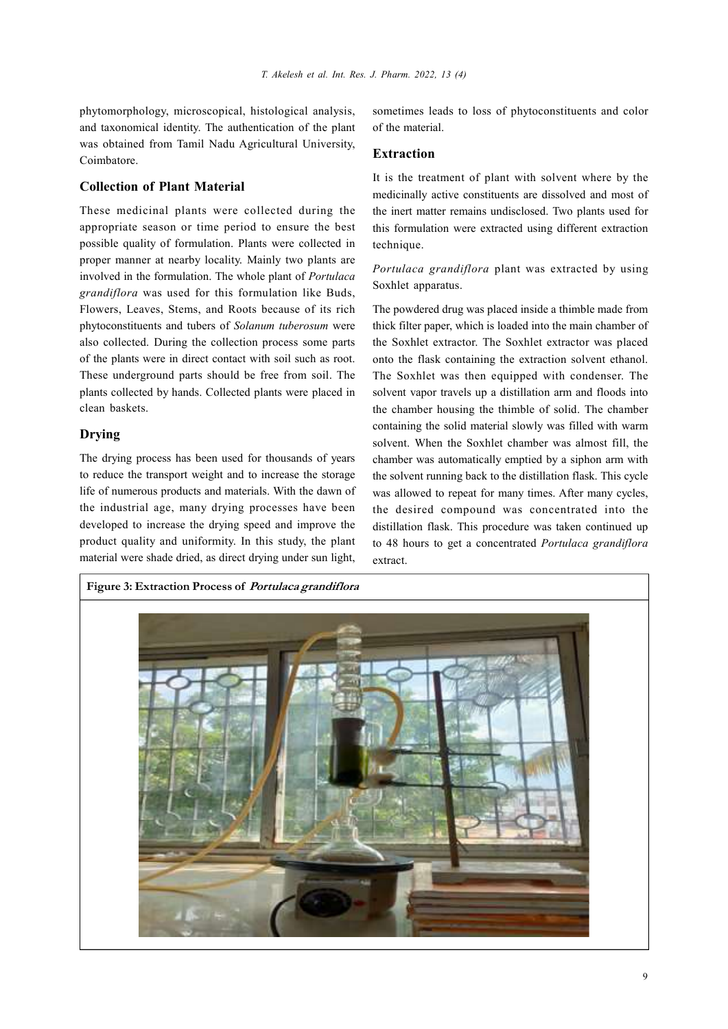phytomorphology, microscopical, histological analysis, and taxonomical identity. The authentication of the plant was obtained from Tamil Nadu Agricultural University, Coimbatore.

## Collection of Plant Material

These medicinal plants were collected during the appropriate season or time period to ensure the best possible quality of formulation. Plants were collected in proper manner at nearby locality. Mainly two plants are involved in the formulation. The whole plant of *Portulaca grandiflora* was used for this formulation like Buds, Flowers, Leaves, Stems, and Roots because of its rich phytoconstituents and tubers of *Solanum tuberosum* were also collected. During the collection process some parts of the plants were in direct contact with soil such as root. These underground parts should be free from soil. The plants collected by hands. Collected plants were placed in clean baskets.

## Drying

The drying process has been used for thousands of years to reduce the transport weight and to increase the storage life of numerous products and materials. With the dawn of the industrial age, many drying processes have been developed to increase the drying speed and improve the product quality and uniformity. In this study, the plant material were shade dried, as direct drying under sun light, sometimes leads to loss of phytoconstituents and color of the material.

## Extraction

It is the treatment of plant with solvent where by the medicinally active constituents are dissolved and most of the inert matter remains undisclosed. Two plants used for this formulation were extracted using different extraction technique.

*Portulaca grandiflora* plant was extracted by using Soxhlet apparatus.

The powdered drug was placed inside a thimble made from thick filter paper, which is loaded into the main chamber of the Soxhlet extractor. The Soxhlet extractor was placed onto the flask containing the extraction solvent ethanol. The Soxhlet was then equipped with condenser. The solvent vapor travels up a distillation arm and floods into the chamber housing the thimble of solid. The chamber containing the solid material slowly was filled with warm solvent. When the Soxhlet chamber was almost fill, the chamber was automatically emptied by a siphon arm with the solvent running back to the distillation flask. This cycle was allowed to repeat for many times. After many cycles, the desired compound was concentrated into the distillation flask. This procedure was taken continued up to 48 hours to get a concentrated *Portulaca grandiflora* extract.

**Figure 3: Extraction Process of *Portulaca grandiflora***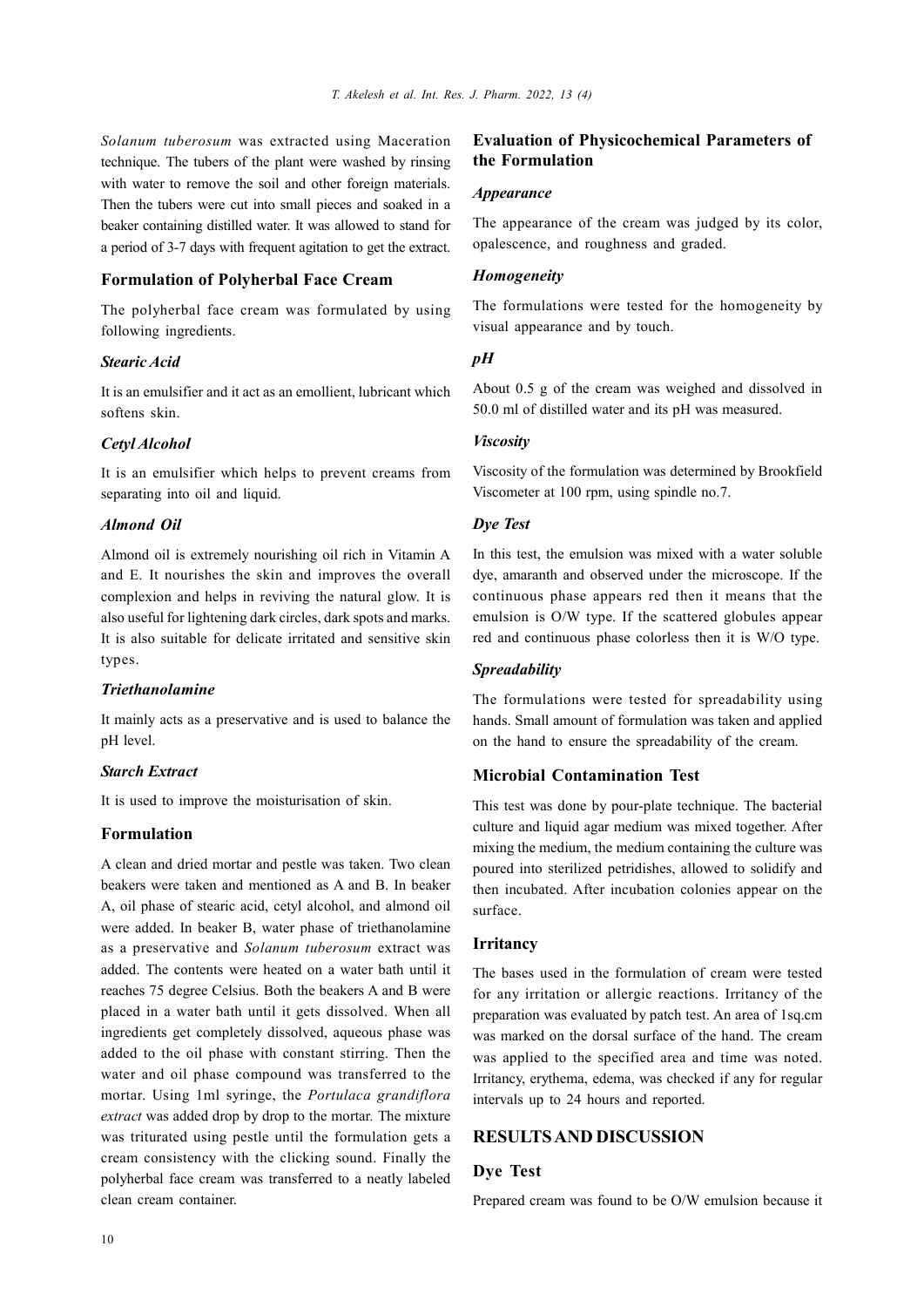*Solanum tuberosum* was extracted using Maceration technique. The tubers of the plant were washed by rinsing with water to remove the soil and other foreign materials. Then the tubers were cut into small pieces and soaked in a beaker containing distilled water. It was allowed to stand for a period of 3-7 days with frequent agitation to get the extract.

## Formulation of Polyherbal Face Cream

The polyherbal face cream was formulated by using following ingredients.

### *Stearic Acid*

It is an emulsifier and it act as an emollient, lubricant which softens skin.

### *Cetyl Alcohol*

It is an emulsifier which helps to prevent creams from separating into oil and liquid.

### *Almond Oil*

Almond oil is extremely nourishing oil rich in Vitamin A and E. It nourishes the skin and improves the overall complexion and helps in reviving the natural glow. It is also useful for lightening dark circles, dark spots and marks. It is also suitable for delicate irritated and sensitive skin types.

### *Triethanolamine*

It mainly acts as a preservative and is used to balance the pH level.

### *Starch Extract*

It is used to improve the moisturisation of skin.

## Formulation

A clean and dried mortar and pestle was taken. Two clean beakers were taken and mentioned as A and B. In beaker A, oil phase of stearic acid, cetyl alcohol, and almond oil were added. In beaker B, water phase of triethanolamine as a preservative and *Solanum tuberosum* extract was added. The contents were heated on a water bath until it reaches 75 degree Celsius. Both the beakers A and B were placed in a water bath until it gets dissolved. When all ingredients get completely dissolved, aqueous phase was added to the oil phase with constant stirring. Then the water and oil phase compound was transferred to the mortar. Using 1ml syringe, the *Portulaca grandiflora extract* was added drop by drop to the mortar. The mixture was triturated using pestle until the formulation gets a cream consistency with the clicking sound. Finally the polyherbal face cream was transferred to a neatly labeled clean cream container.

## Evaluation of Physicochemical Parameters of the Formulation

### *Appearance*

The appearance of the cream was judged by its color, opalescence, and roughness and graded.

### *Homogeneity*

The formulations were tested for the homogeneity by visual appearance and by touch.

### *pH*

About 0.5 g of the cream was weighed and dissolved in 50.0 ml of distilled water and its pH was measured.

### *Viscosity*

Viscosity of the formulation was determined by Brookfield Viscometer at 100 rpm, using spindle no.7.

### *Dye Test*

In this test, the emulsion was mixed with a water soluble dye, amaranth and observed under the microscope. If the continuous phase appears red then it means that the emulsion is O/W type. If the scattered globules appear red and continuous phase colorless then it is W/O type.

### *Spreadability*

The formulations were tested for spreadability using hands. Small amount of formulation was taken and applied on the hand to ensure the spreadability of the cream.

## Microbial Contamination Test

This test was done by pour-plate technique. The bacterial culture and liquid agar medium was mixed together. After mixing the medium, the medium containing the culture was poured into sterilized petridishes, allowed to solidify and then incubated. After incubation colonies appear on the surface.

## Irritancy

The bases used in the formulation of cream were tested for any irritation or allergic reactions. Irritancy of the preparation was evaluated by patch test. An area of 1sq.cm was marked on the dorsal surface of the hand. The cream was applied to the specified area and time was noted. Irritancy, erythema, edema, was checked if any for regular intervals up to 24 hours and reported.

# RESULTS AND DISCUSSION

## Dye Test

Prepared cream was found to be O/W emulsion because it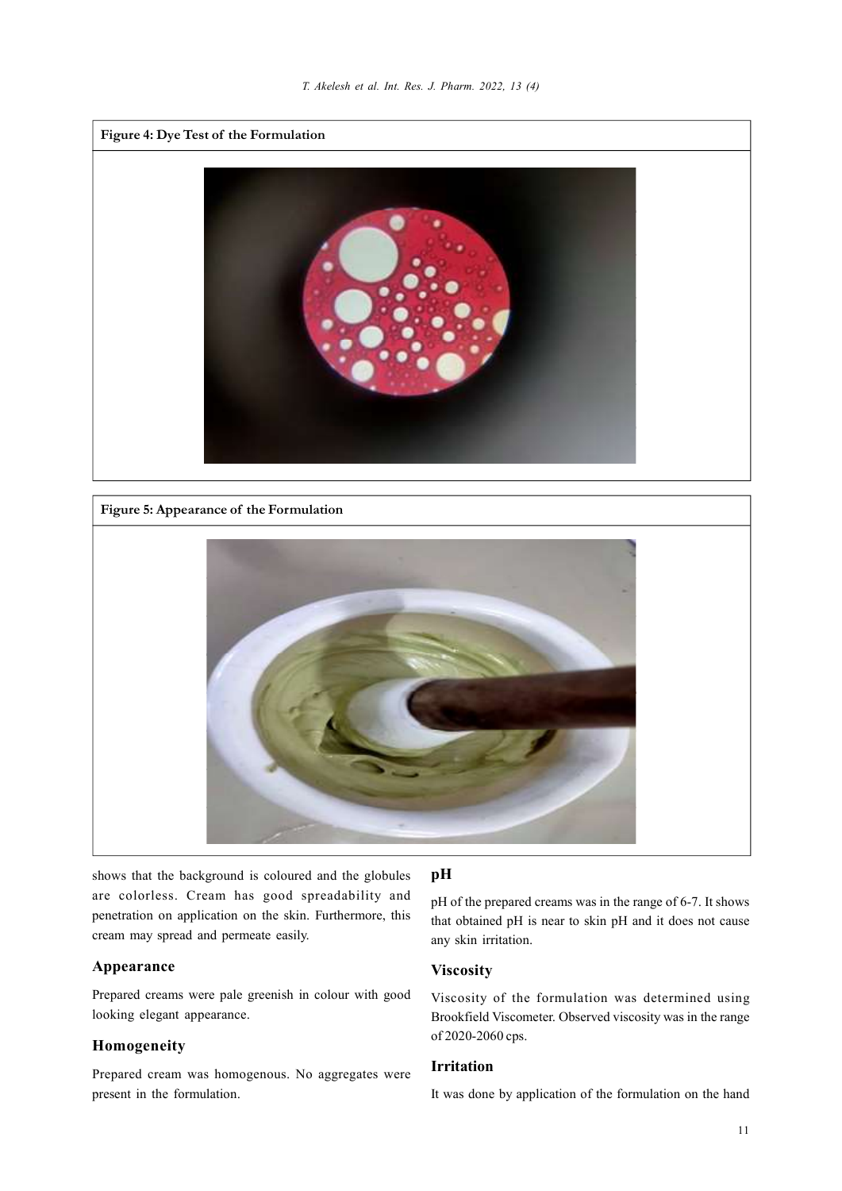**Figure 4: Dye Test of the Formulation**

**Figure 5: Appearance of the Formulation**

shows that the background is coloured and the globules are colorless. Cream has good spreadability and penetration on application on the skin. Furthermore, this cream may spread and permeate easily.

### Appearance

Prepared creams were pale greenish in colour with good looking elegant appearance.

### Homogeneity

Prepared cream was homogenous. No aggregates were present in the formulation.

### pH

pH of the prepared creams was in the range of 6-7. It shows that obtained pH is near to skin pH and it does not cause any skin irritation.

### Viscosity

Viscosity of the formulation was determined using Brookfield Viscometer. Observed viscosity was in the range of 2020-2060 cps.

### Irritation

It was done by application of the formulation on the hand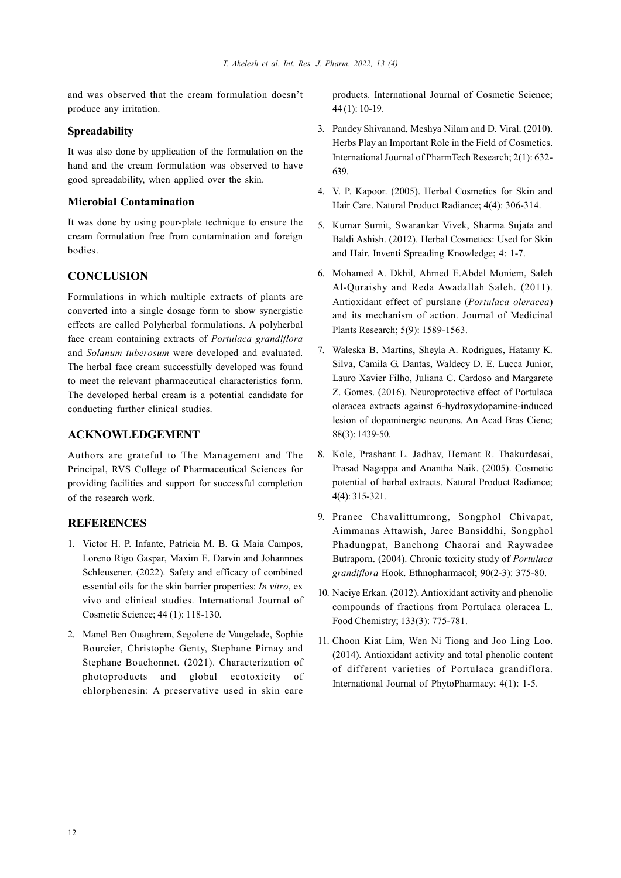and was observed that the cream formulation doesn't produce any irritation.

### Spreadability

It was also done by application of the formulation on the hand and the cream formulation was observed to have good spreadability, when applied over the skin.

### Microbial Contamination

It was done by using pour-plate technique to ensure the cream formulation free from contamination and foreign bodies.

## CONCLUSION

Formulations in which multiple extracts of plants are converted into a single dosage form to show synergistic effects are called Polyherbal formulations. A polyherbal face cream containing extracts of *Portulaca grandiflora* and *Solanum tuberosum* were developed and evaluated. The herbal face cream successfully developed was found to meet the relevant pharmaceutical characteristics form. The developed herbal cream is a potential candidate for conducting further clinical studies.

## ACKNOWLEDGEMENT

Authors are grateful to The Management and The Principal, RVS College of Pharmaceutical Sciences for providing facilities and support for successful completion of the research work.

## REFERENCES

1. Victor H. P. Infante, Patricia M. B. G. Maia Campos, Loreno Rigo Gaspar, Maxim E. Darvin and Johannnes Schleusener. (2022). Safety and efficacy of combined essential oils for the skin barrier properties: *In vitro*, ex vivo and clinical studies. International Journal of Cosmetic Science; 44 (1): 118-130.
2. Manel Ben Ouaghrem, Segolene de Vaugelade, Sophie Bourcier, Christophe Genty, Stephane Pirnay and Stephane Bouchonnet. (2021). Characterization of photoproducts and global ecotoxicity of chlorphenesin: A preservative used in skin care products. International Journal of Cosmetic Science; 44 (1): 10-19.
3. Pandey Shivanand, Meshya Nilam and D. Viral. (2010). Herbs Play an Important Role in the Field of Cosmetics. International Journal of PharmTech Research; 2(1): 632-639.
4. V. P. Kapoor. (2005). Herbal Cosmetics for Skin and Hair Care. Natural Product Radiance; 4(4): 306-314.
5. Kumar Sumit, Swarankar Vivek, Sharma Sujata and Baldi Ashish. (2012). Herbal Cosmetics: Used for Skin and Hair. Inventi Spreading Knowledge; 4: 1-7.
6. Mohamed A. Dkhil, Ahmed E.Abdel Moniem, Saleh Al-Quraishy and Reda Awadallah Saleh. (2011). Antioxidant effect of purslane (*Portulaca oleracea*) and its mechanism of action. Journal of Medicinal Plants Research; 5(9): 1589-1563.
7. Waleska B. Martins, Sheyla A. Rodrigues, Hatamy K. Silva, Camila G. Dantas, Waldecy D. E. Lucca Junior, Lauro Xavier Filho, Juliana C. Cardoso and Margarete Z. Gomes. (2016). Neuroprotective effect of Portulaca oleracea extracts against 6-hydroxydopamine-induced lesion of dopaminergic neurons. An Acad Bras Cienc; 88(3): 1439-50.
8. Kole, Prashant L. Jadhav, Hemant R. Thakurdesai, Prasad Nagappa and Anantha Naik. (2005). Cosmetic potential of herbal extracts. Natural Product Radiance; 4(4): 315-321.
9. Pranee Chavalittumrong, Songphol Chivapat, Aimmanas Attawish, Jaree Bansiddhi, Songphol Phadungpat, Banchong Chaorai and Raywadee Butraporn. (2004). Chronic toxicity study of *Portulaca grandiflora* Hook. Ethnopharmacol; 90(2-3): 375-80.
10. Naciye Erkan. (2012). Antioxidant activity and phenolic compounds of fractions from Portulaca oleracea L. Food Chemistry; 133(3): 775-781.
11. Choon Kiat Lim, Wen Ni Tiong and Joo Ling Loo. (2014). Antioxidant activity and total phenolic content of different varieties of Portulaca grandiflora. International Journal of PhytoPharmacy; 4(1): 1-5.